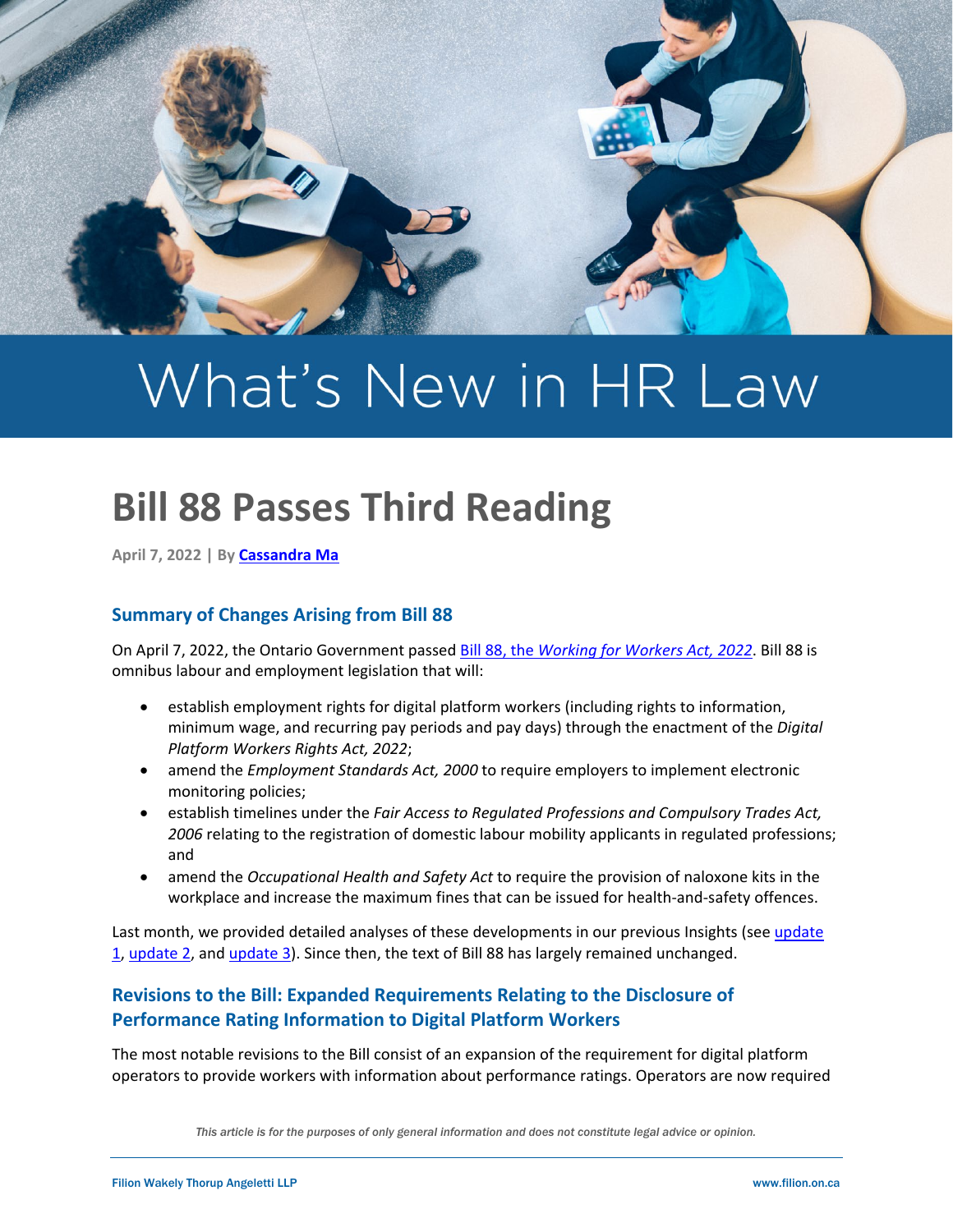# What's New in HR Law

# Bill 88 Passes Third Reading

**April 7, 2022 | By Cassandra Ma**

## Summary of Changes Arising from Bill 88

On April 7, 2022, the Ontario Government passed Bill 88, the *Working for Workers Act, 2022*. Bill 88 is omnibus labour and employment legislation that will:

- establish employment rights for digital platform workers (including rights to information, minimum wage, and recurring pay periods and pay days) through the enactment of the *Digital Platform Workers Rights Act, 2022*;
- amend the *Employment Standards Act, 2000* to require employers to implement electronic monitoring policies;
- establish timelines under the *Fair Access to Regulated Professions and Compulsory Trades Act, 2006* relating to the registration of domestic labour mobility applicants in regulated professions; and
- amend the *Occupational Health and Safety Act* to require the provision of naloxone kits in the workplace and increase the maximum fines that can be issued for health-and-safety offences.

Last month, we provided detailed analyses of these developments in our previous Insights (see update 1, update 2, and update 3). Since then, the text of Bill 88 has largely remained unchanged.

## Revisions to the Bill: Expanded Requirements Relating to the Disclosure of Performance Rating Information to Digital Platform Workers

The most notable revisions to the Bill consist of an expansion of the requirement for digital platform operators to provide workers with information about performance ratings. Operators are now required

*This article is for the purposes of only general information and does not constitute legal advice or opinion.*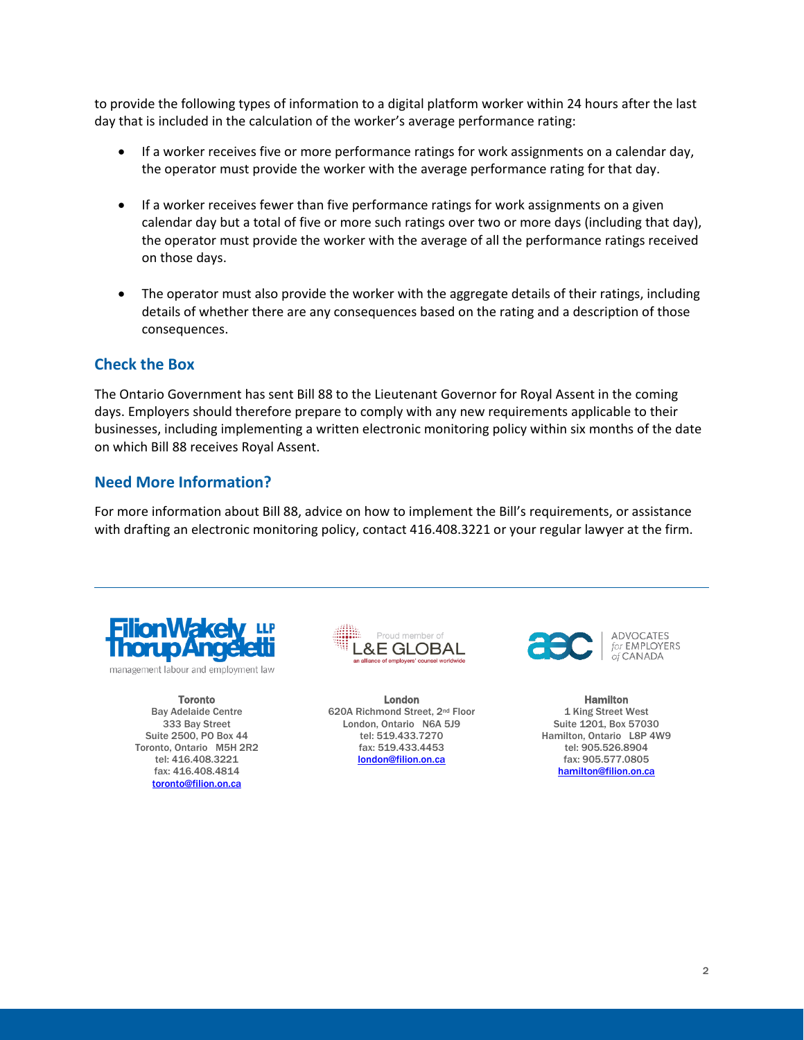to provide the following types of information to a digital platform worker within 24 hours after the last day that is included in the calculation of the worker's average performance rating:

- If a worker receives five or more performance ratings for work assignments on a calendar day, the operator must provide the worker with the average performance rating for that day.
- If a worker receives fewer than five performance ratings for work assignments on a given calendar day but a total of five or more such ratings over two or more days (including that day), the operator must provide the worker with the average of all the performance ratings received on those days.
- The operator must also provide the worker with the aggregate details of their ratings, including details of whether there are any consequences based on the rating and a description of those consequences.

## Check the Box

The Ontario Government has sent Bill 88 to the Lieutenant Governor for Royal Assent in the coming days. Employers should therefore prepare to comply with any new requirements applicable to their businesses, including implementing a written electronic monitoring policy within six months of the date on which Bill 88 receives Royal Assent.

## Need More Information?

For more information about Bill 88, advice on how to implement the Bill's requirements, or assistance with drafting an electronic monitoring policy, contact 416.408.3221 or your regular lawyer at the firm.

---

FilionWakely ThorupAngeletti LLP
management labour and employment law

Proud member of L&E GLOBAL
an alliance of employers' counsel worldwide

ADVOCATES for EMPLOYERS of CANADA

**Toronto**
Bay Adelaide Centre
333 Bay Street
Suite 2500, PO Box 44
Toronto, Ontario M5H 2R2
tel: 416.408.3221
fax: 416.408.4814
toronto@filion.on.ca

**London**
620A Richmond Street, 2nd Floor
London, Ontario N6A 5J9
tel: 519.433.7270
fax: 519.433.4453
london@filion.on.ca

**Hamilton**
1 King Street West
Suite 1201, Box 57030
Hamilton, Ontario L8P 4W9
tel: 905.526.8904
fax: 905.577.0805
hamilton@filion.on.ca